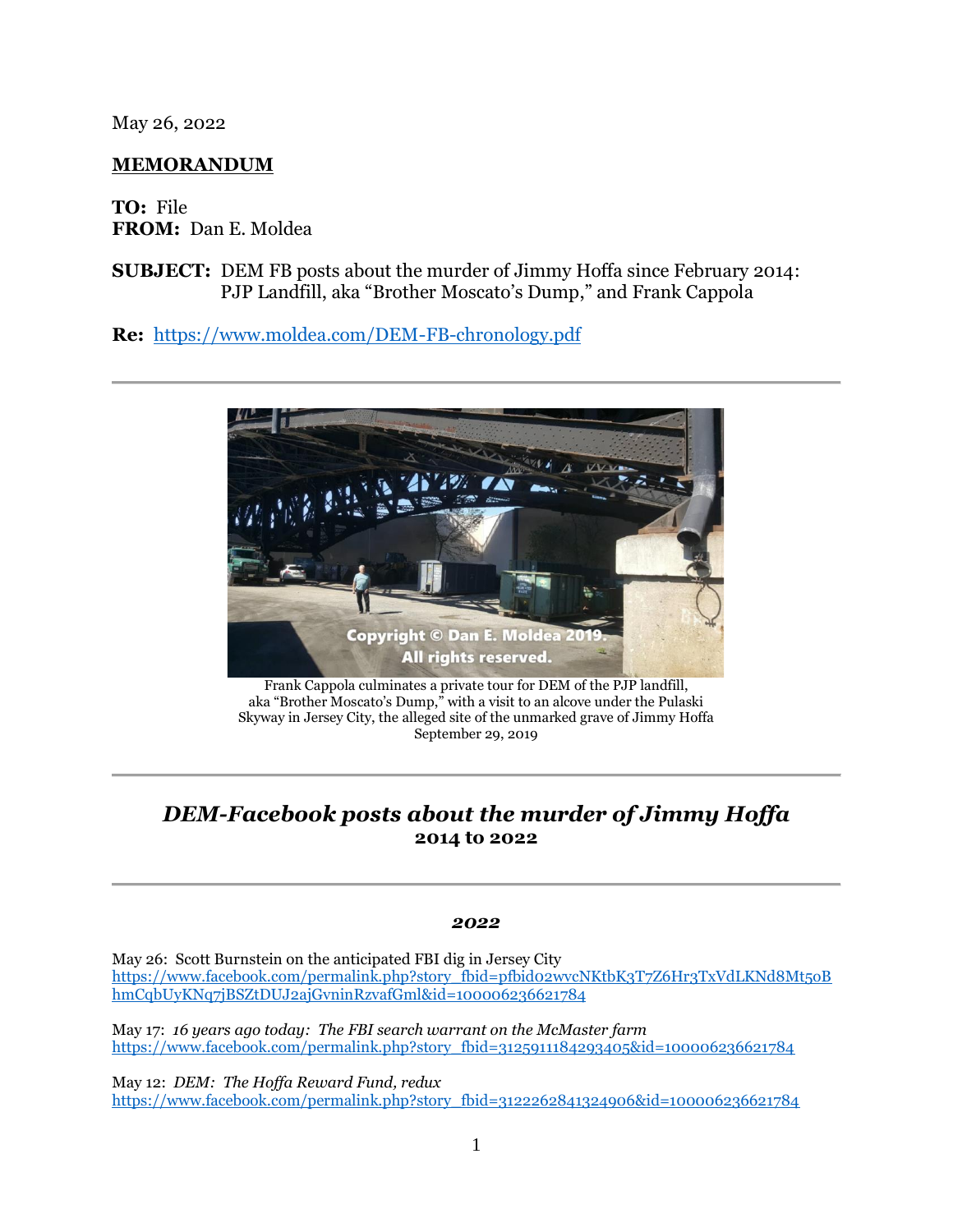May 26, 2022

**MEMORANDUM**

**TO:** File
**FROM:** Dan E. Moldea

**SUBJECT:** DEM FB posts about the murder of Jimmy Hoffa since February 2014: PJP Landfill, aka "Brother Moscato's Dump," and Frank Cappola

**Re:** https://www.moldea.com/DEM-FB-chronology.pdf

---

Frank Cappola culminates a private tour for DEM of the PJP landfill, aka "Brother Moscato's Dump," with a visit to an alcove under the Pulaski Skyway in Jersey City, the alleged site of the unmarked grave of Jimmy Hoffa
September 29, 2019

---

## *DEM-Facebook posts about the murder of Jimmy Hoffa*
### 2014 to 2022

---

### *2022*

May 26: Scott Burnstein on the anticipated FBI dig in Jersey City
https://www.facebook.com/permalink.php?story_fbid=pfbid02wvcNKtbK3T7Z6Hr3TxVdLKNd8Mt5oBhmCqbUyKNq7jBSZtDUJ2ajGvninRzvafGml&id=100006236621784

May 17: *16 years ago today: The FBI search warrant on the McMaster farm*
https://www.facebook.com/permalink.php?story_fbid=3125911184293405&id=100006236621784

May 12: *DEM: The Hoffa Reward Fund, redux*
https://www.facebook.com/permalink.php?story_fbid=3122262841324906&id=100006236621784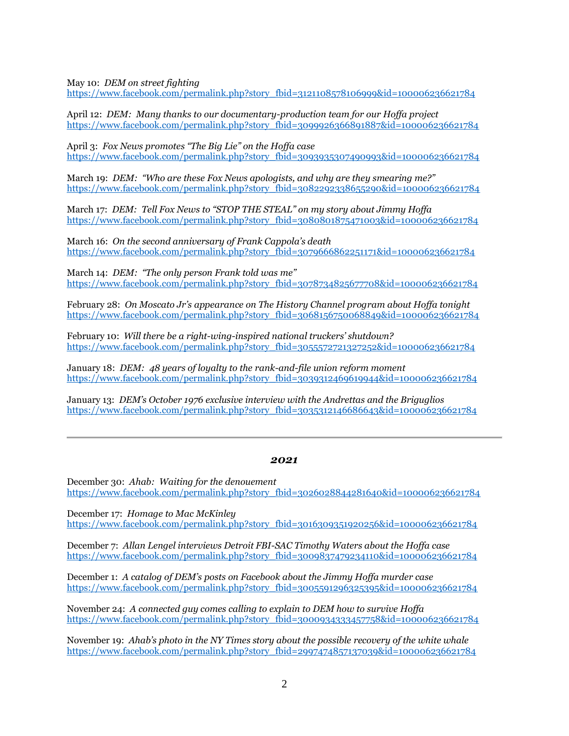May 10: *DEM on street fighting*
https://www.facebook.com/permalink.php?story_fbid=3121108578106999&id=100006236621784

April 12: *DEM: Many thanks to our documentary-production team for our Hoffa project*
https://www.facebook.com/permalink.php?story_fbid=3099926366891887&id=100006236621784

April 3: *Fox News promotes "The Big Lie" on the Hoffa case*
https://www.facebook.com/permalink.php?story_fbid=3093935307490993&id=100006236621784

March 19: *DEM: "Who are these Fox News apologists, and why are they smearing me?"*
https://www.facebook.com/permalink.php?story_fbid=3082292338655290&id=100006236621784

March 17: *DEM: Tell Fox News to "STOP THE STEAL" on my story about Jimmy Hoffa*
https://www.facebook.com/permalink.php?story_fbid=3080801875471003&id=100006236621784

March 16: *On the second anniversary of Frank Cappola's death*
https://www.facebook.com/permalink.php?story_fbid=3079666862251171&id=100006236621784

March 14: *DEM: "The only person Frank told was me"*
https://www.facebook.com/permalink.php?story_fbid=3078734825677708&id=100006236621784

February 28: *On Moscato Jr's appearance on The History Channel program about Hoffa tonight*
https://www.facebook.com/permalink.php?story_fbid=3068156750068849&id=100006236621784

February 10: *Will there be a right-wing-inspired national truckers' shutdown?*
https://www.facebook.com/permalink.php?story_fbid=3055572721327252&id=100006236621784

January 18: *DEM: 48 years of loyalty to the rank-and-file union reform moment*
https://www.facebook.com/permalink.php?story_fbid=3039312469619944&id=100006236621784

January 13: *DEM's October 1976 exclusive interview with the Andrettas and the Briguglios*
https://www.facebook.com/permalink.php?story_fbid=3035312146686643&id=100006236621784

---

## *2021*

December 30: *Ahab: Waiting for the denouement*
https://www.facebook.com/permalink.php?story_fbid=3026028844281640&id=100006236621784

December 17: *Homage to Mac McKinley*
https://www.facebook.com/permalink.php?story_fbid=3016309351920256&id=100006236621784

December 7: *Allan Lengel interviews Detroit FBI-SAC Timothy Waters about the Hoffa case*
https://www.facebook.com/permalink.php?story_fbid=3009837479234110&id=100006236621784

December 1: *A catalog of DEM's posts on Facebook about the Jimmy Hoffa murder case*
https://www.facebook.com/permalink.php?story_fbid=3005591296325395&id=100006236621784

November 24: *A connected guy comes calling to explain to DEM how to survive Hoffa*
https://www.facebook.com/permalink.php?story_fbid=3000934333457758&id=100006236621784

November 19: *Ahab's photo in the NY Times story about the possible recovery of the white whale*
https://www.facebook.com/permalink.php?story_fbid=2997474857137039&id=100006236621784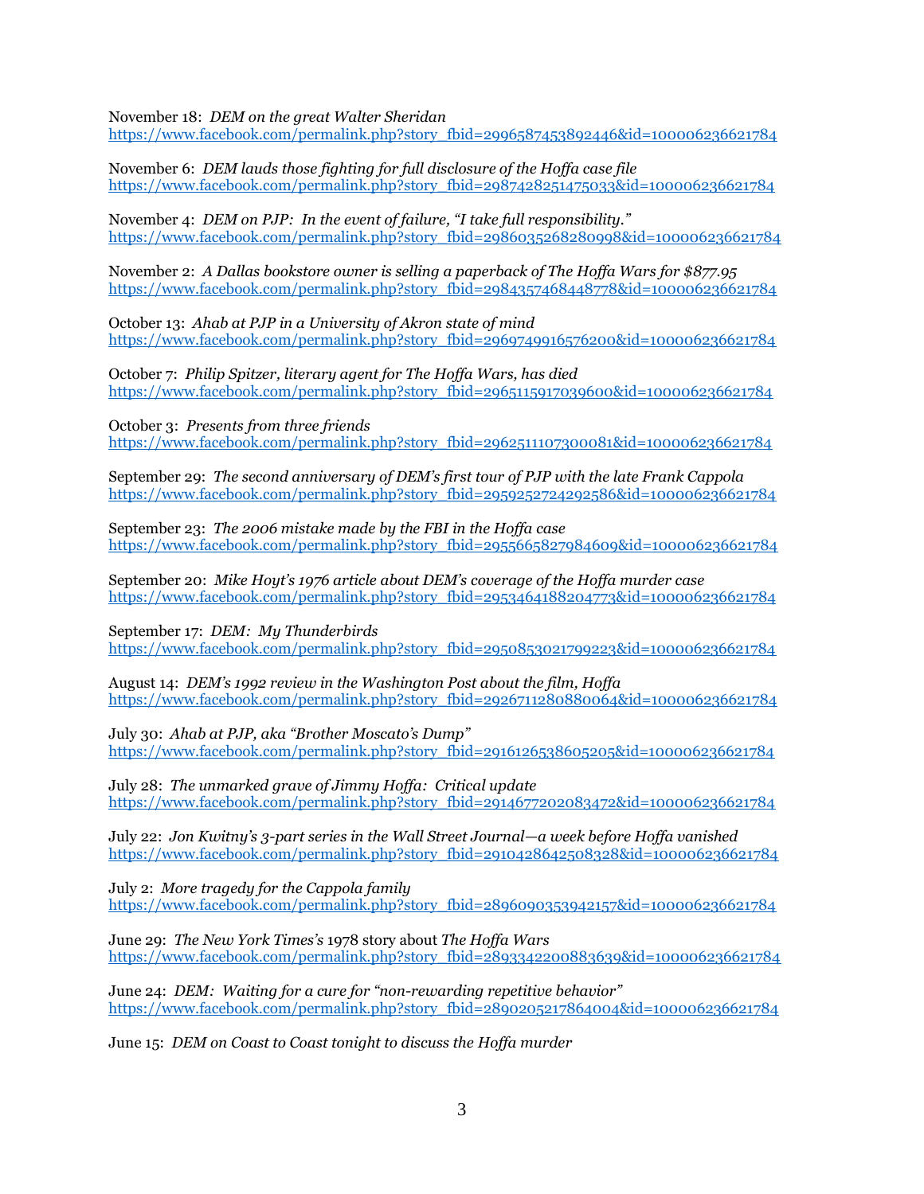November 18: *DEM on the great Walter Sheridan*
https://www.facebook.com/permalink.php?story_fbid=2996587453892446&id=100006236621784

November 6: *DEM lauds those fighting for full disclosure of the Hoffa case file*
https://www.facebook.com/permalink.php?story_fbid=2987428251475033&id=100006236621784

November 4: *DEM on PJP: In the event of failure, "I take full responsibility."*
https://www.facebook.com/permalink.php?story_fbid=2986035268280998&id=100006236621784

November 2: *A Dallas bookstore owner is selling a paperback of The Hoffa Wars for $877.95*
https://www.facebook.com/permalink.php?story_fbid=2984357468448778&id=100006236621784

October 13: *Ahab at PJP in a University of Akron state of mind*
https://www.facebook.com/permalink.php?story_fbid=2969749916576200&id=100006236621784

October 7: *Philip Spitzer, literary agent for The Hoffa Wars, has died*
https://www.facebook.com/permalink.php?story_fbid=2965115917039600&id=100006236621784

October 3: *Presents from three friends*
https://www.facebook.com/permalink.php?story_fbid=2962511107300081&id=100006236621784

September 29: *The second anniversary of DEM's first tour of PJP with the late Frank Cappola*
https://www.facebook.com/permalink.php?story_fbid=2959252724292586&id=100006236621784

September 23: *The 2006 mistake made by the FBI in the Hoffa case*
https://www.facebook.com/permalink.php?story_fbid=2955665827984609&id=100006236621784

September 20: *Mike Hoyt's 1976 article about DEM's coverage of the Hoffa murder case*
https://www.facebook.com/permalink.php?story_fbid=2953464188204773&id=100006236621784

September 17: *DEM: My Thunderbirds*
https://www.facebook.com/permalink.php?story_fbid=2950853021799223&id=100006236621784

August 14: *DEM's 1992 review in the Washington Post about the film, Hoffa*
https://www.facebook.com/permalink.php?story_fbid=2926711280880064&id=100006236621784

July 30: *Ahab at PJP, aka "Brother Moscato's Dump"*
https://www.facebook.com/permalink.php?story_fbid=2916126538605205&id=100006236621784

July 28: *The unmarked grave of Jimmy Hoffa: Critical update*
https://www.facebook.com/permalink.php?story_fbid=2914677202083472&id=100006236621784

July 22: *Jon Kwitny's 3-part series in the Wall Street Journal—a week before Hoffa vanished*
https://www.facebook.com/permalink.php?story_fbid=2910428642508328&id=100006236621784

July 2: *More tragedy for the Cappola family*
https://www.facebook.com/permalink.php?story_fbid=2896090353942157&id=100006236621784

June 29: *The New York Times's* 1978 story about *The Hoffa Wars*
https://www.facebook.com/permalink.php?story_fbid=2893342200883639&id=100006236621784

June 24: *DEM: Waiting for a cure for "non-rewarding repetitive behavior"*
https://www.facebook.com/permalink.php?story_fbid=2890205217864004&id=100006236621784

June 15: *DEM on Coast to Coast tonight to discuss the Hoffa murder*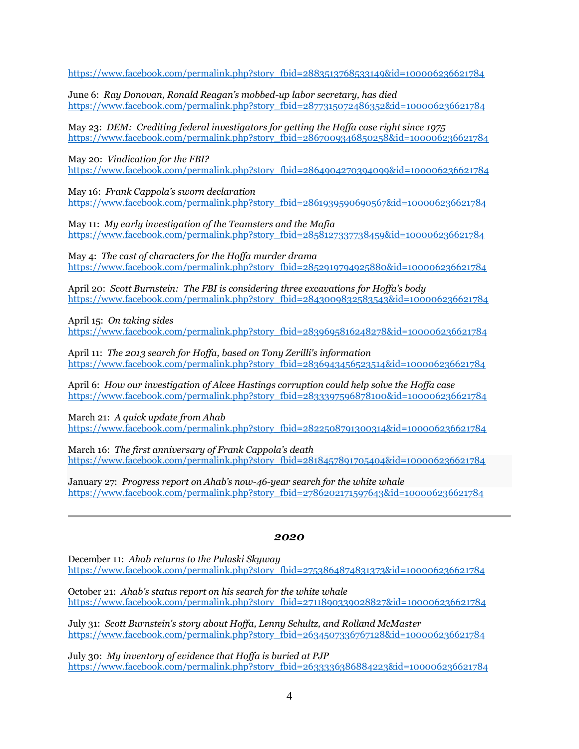https://www.facebook.com/permalink.php?story_fbid=2883513768533149&id=100006236621784

June 6: *Ray Donovan, Ronald Reagan's mobbed-up labor secretary, has died*
https://www.facebook.com/permalink.php?story_fbid=2877315072486352&id=100006236621784

May 23: *DEM: Crediting federal investigators for getting the Hoffa case right since 1975*
https://www.facebook.com/permalink.php?story_fbid=2867009346850258&id=100006236621784

May 20: *Vindication for the FBI?*
https://www.facebook.com/permalink.php?story_fbid=2864904270394099&id=100006236621784

May 16: *Frank Cappola's sworn declaration*
https://www.facebook.com/permalink.php?story_fbid=2861939590690567&id=100006236621784

May 11: *My early investigation of the Teamsters and the Mafia*
https://www.facebook.com/permalink.php?story_fbid=2858127337738459&id=100006236621784

May 4: *The cast of characters for the Hoffa murder drama*
https://www.facebook.com/permalink.php?story_fbid=2852919794925880&id=100006236621784

April 20: *Scott Burnstein: The FBI is considering three excavations for Hoffa's body*
https://www.facebook.com/permalink.php?story_fbid=2843009832583543&id=100006236621784

April 15: *On taking sides*
https://www.facebook.com/permalink.php?story_fbid=2839695816248278&id=100006236621784

April 11: *The 2013 search for Hoffa, based on Tony Zerilli's information*
https://www.facebook.com/permalink.php?story_fbid=2836943456523514&id=100006236621784

April 6: *How our investigation of Alcee Hastings corruption could help solve the Hoffa case*
https://www.facebook.com/permalink.php?story_fbid=2833397596878100&id=100006236621784

March 21: *A quick update from Ahab*
https://www.facebook.com/permalink.php?story_fbid=2822508791300314&id=100006236621784

March 16: *The first anniversary of Frank Cappola's death*
https://www.facebook.com/permalink.php?story_fbid=2818457891705404&id=100006236621784

January 27: *Progress report on Ahab's now-46-year search for the white whale*
https://www.facebook.com/permalink.php?story_fbid=2786202171597643&id=100006236621784

---

## ***2020***

December 11: *Ahab returns to the Pulaski Skyway*
https://www.facebook.com/permalink.php?story_fbid=2753864874831373&id=100006236621784

October 21: *Ahab's status report on his search for the white whale*
https://www.facebook.com/permalink.php?story_fbid=2711890339028827&id=100006236621784

July 31: *Scott Burnstein's story about Hoffa, Lenny Schultz, and Rolland McMaster*
https://www.facebook.com/permalink.php?story_fbid=2634507336767128&id=100006236621784

July 30: *My inventory of evidence that Hoffa is buried at PJP*
https://www.facebook.com/permalink.php?story_fbid=2633336386884223&id=100006236621784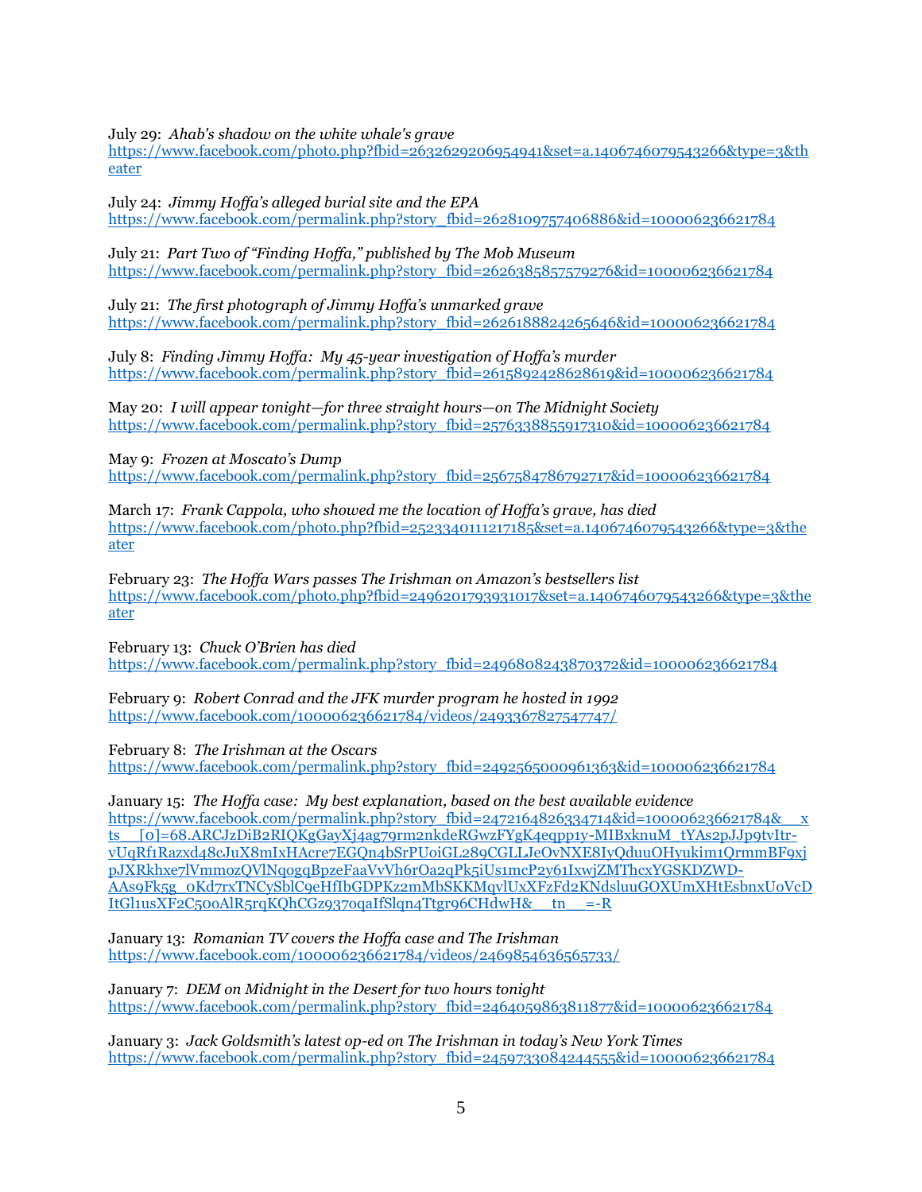July 29: *Ahab's shadow on the white whale's grave*
https://www.facebook.com/photo.php?fbid=2632629206954941&set=a.1406746079543266&type=3&theater

July 24: *Jimmy Hoffa's alleged burial site and the EPA*
https://www.facebook.com/permalink.php?story_fbid=2628109757406886&id=100006236621784

July 21: *Part Two of "Finding Hoffa," published by The Mob Museum*
https://www.facebook.com/permalink.php?story_fbid=2626385857579276&id=100006236621784

July 21: *The first photograph of Jimmy Hoffa's unmarked grave*
https://www.facebook.com/permalink.php?story_fbid=2626188824265646&id=100006236621784

July 8: *Finding Jimmy Hoffa: My 45-year investigation of Hoffa's murder*
https://www.facebook.com/permalink.php?story_fbid=2615892428628619&id=100006236621784

May 20: *I will appear tonight—for three straight hours—on The Midnight Society*
https://www.facebook.com/permalink.php?story_fbid=2576338855917310&id=100006236621784

May 9: *Frozen at Moscato's Dump*
https://www.facebook.com/permalink.php?story_fbid=2567584786792717&id=100006236621784

March 17: *Frank Cappola, who showed me the location of Hoffa's grave, has died*
https://www.facebook.com/photo.php?fbid=2523340111217185&set=a.1406746079543266&type=3&theater

February 23: *The Hoffa Wars passes The Irishman on Amazon's bestsellers list*
https://www.facebook.com/photo.php?fbid=2496201793931017&set=a.1406746079543266&type=3&theater

February 13: *Chuck O'Brien has died*
https://www.facebook.com/permalink.php?story_fbid=2496808243870372&id=100006236621784

February 9: *Robert Conrad and the JFK murder program he hosted in 1992*
https://www.facebook.com/100006236621784/videos/2493367827547747/

February 8: *The Irishman at the Oscars*
https://www.facebook.com/permalink.php?story_fbid=2492565000961363&id=100006236621784

January 15: *The Hoffa case: My best explanation, based on the best available evidence*
https://www.facebook.com/permalink.php?story_fbid=2472164826334714&id=100006236621784&__xts__[0]=68.ARCJzDiB2RIQKgGayXj4ag79rm2nkdeRGwzFYgK4eqpp1y-MIBxknuM_tYAs2pJJp9tvItr-vUqRf1Razxd48cJuX8mIxHAcre7EGQn4bSrPUoiGL289CGLLJeOvNXE8IyQduuOHyukim1QrmmBF9xjpJXRkhxe7lVmmozQVlNqogqBpzeFaaVvVh6rOa2qPk5iUs1mcP2y61IxwjZMThcxYGSKDZWD-AAs9Fk5g_0Kd7rxTNCySblC9eHfIbGDPKz2mMbSKKMqvlUxXFzFd2KNdsluuGOXUmXHtEsbnxUoVcDItGl1usXF2C50oAlR5rqKQhCGz937oqaIfSlqn4Ttgr96CHdwH&__tn__=-R

January 13: *Romanian TV covers the Hoffa case and The Irishman*
https://www.facebook.com/100006236621784/videos/2469854636565733/

January 7: *DEM on Midnight in the Desert for two hours tonight*
https://www.facebook.com/permalink.php?story_fbid=2464059863811877&id=100006236621784

January 3: *Jack Goldsmith's latest op-ed on The Irishman in today's New York Times*
https://www.facebook.com/permalink.php?story_fbid=2459733084244555&id=100006236621784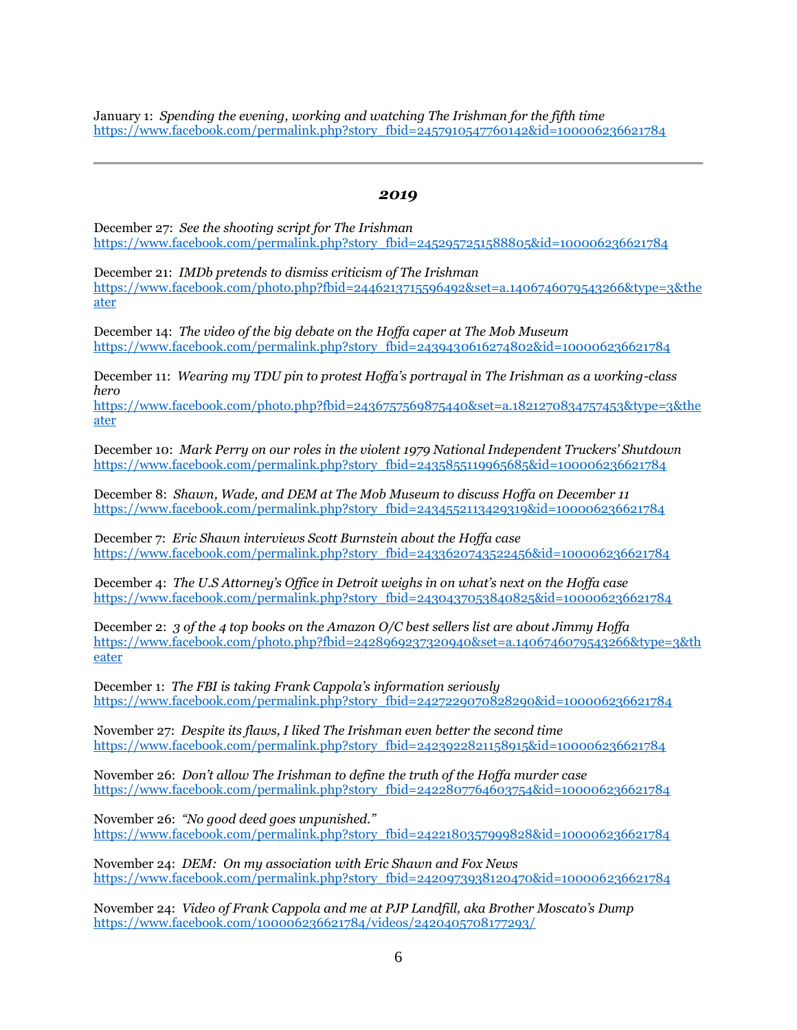January 1: *Spending the evening, working and watching The Irishman for the fifth time*
https://www.facebook.com/permalink.php?story_fbid=2457910547760142&id=100006236621784

---

### *2019*

December 27: *See the shooting script for The Irishman*
https://www.facebook.com/permalink.php?story_fbid=2452957251588805&id=100006236621784

December 21: *IMDb pretends to dismiss criticism of The Irishman*
https://www.facebook.com/photo.php?fbid=2446213715596492&set=a.1406746079543266&type=3&theater

December 14: *The video of the big debate on the Hoffa caper at The Mob Museum*
https://www.facebook.com/permalink.php?story_fbid=2439430616274802&id=100006236621784

December 11: *Wearing my TDU pin to protest Hoffa's portrayal in The Irishman as a working-class hero*
https://www.facebook.com/photo.php?fbid=2436757569875440&set=a.1821270834757453&type=3&theater

December 10: *Mark Perry on our roles in the violent 1979 National Independent Truckers' Shutdown*
https://www.facebook.com/permalink.php?story_fbid=2435855119965685&id=100006236621784

December 8: *Shawn, Wade, and DEM at The Mob Museum to discuss Hoffa on December 11*
https://www.facebook.com/permalink.php?story_fbid=2434552113429319&id=100006236621784

December 7: *Eric Shawn interviews Scott Burnstein about the Hoffa case*
https://www.facebook.com/permalink.php?story_fbid=2433620743522456&id=100006236621784

December 4: *The U.S Attorney's Office in Detroit weighs in on what's next on the Hoffa case*
https://www.facebook.com/permalink.php?story_fbid=2430437053840825&id=100006236621784

December 2: *3 of the 4 top books on the Amazon O/C best sellers list are about Jimmy Hoffa*
https://www.facebook.com/photo.php?fbid=2428969237320940&set=a.1406746079543266&type=3&theater

December 1: *The FBI is taking Frank Cappola's information seriously*
https://www.facebook.com/permalink.php?story_fbid=2427229070828290&id=100006236621784

November 27: *Despite its flaws, I liked The Irishman even better the second time*
https://www.facebook.com/permalink.php?story_fbid=2423922821158915&id=100006236621784

November 26: *Don't allow The Irishman to define the truth of the Hoffa murder case*
https://www.facebook.com/permalink.php?story_fbid=2422807764603754&id=100006236621784

November 26: *"No good deed goes unpunished."*
https://www.facebook.com/permalink.php?story_fbid=2422180357999828&id=100006236621784

November 24: *DEM: On my association with Eric Shawn and Fox News*
https://www.facebook.com/permalink.php?story_fbid=2420973938120470&id=100006236621784

November 24: *Video of Frank Cappola and me at PJP Landfill, aka Brother Moscato's Dump*
https://www.facebook.com/100006236621784/videos/2420405708177293/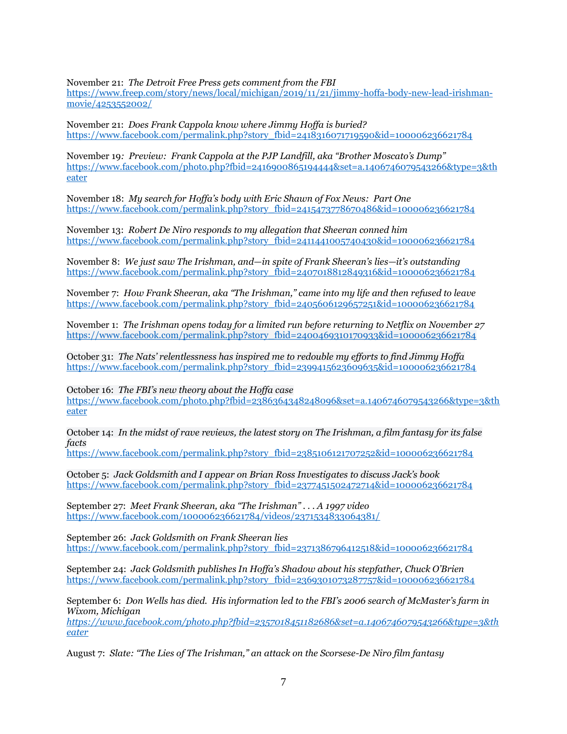November 21: *The Detroit Free Press gets comment from the FBI*
https://www.freep.com/story/news/local/michigan/2019/11/21/jimmy-hoffa-body-new-lead-irishman-movie/4253552002/

November 21: *Does Frank Cappola know where Jimmy Hoffa is buried?*
https://www.facebook.com/permalink.php?story_fbid=2418316071719590&id=100006236621784

November 19*: Preview: Frank Cappola at the PJP Landfill, aka "Brother Moscato's Dump"*
https://www.facebook.com/photo.php?fbid=2416900865194444&set=a.1406746079543266&type=3&theater

November 18: *My search for Hoffa's body with Eric Shawn of Fox News: Part One*
https://www.facebook.com/permalink.php?story_fbid=2415473778670486&id=100006236621784

November 13: *Robert De Niro responds to my allegation that Sheeran conned him*
https://www.facebook.com/permalink.php?story_fbid=2411441005740430&id=100006236621784

November 8: *We just saw The Irishman, and—in spite of Frank Sheeran's lies—it's outstanding*
https://www.facebook.com/permalink.php?story_fbid=2407018812849316&id=100006236621784

November 7: *How Frank Sheeran, aka "The Irishman," came into my life and then refused to leave*
https://www.facebook.com/permalink.php?story_fbid=2405606129657251&id=100006236621784

November 1: *The Irishman opens today for a limited run before returning to Netflix on November 27*
https://www.facebook.com/permalink.php?story_fbid=2400469310170933&id=100006236621784

October 31: *The Nats' relentlessness has inspired me to redouble my efforts to find Jimmy Hoffa*
https://www.facebook.com/permalink.php?story_fbid=2399415623609635&id=100006236621784

October 16: *The FBI's new theory about the Hoffa case*
https://www.facebook.com/photo.php?fbid=2386364348248096&set=a.1406746079543266&type=3&theater

October 14: *In the midst of rave reviews, the latest story on The Irishman, a film fantasy for its false facts*
https://www.facebook.com/permalink.php?story_fbid=2385106121707252&id=100006236621784

October 5: *Jack Goldsmith and I appear on Brian Ross Investigates to discuss Jack's book*
https://www.facebook.com/permalink.php?story_fbid=2377451502472714&id=100006236621784

September 27: *Meet Frank Sheeran, aka "The Irishman" . . . A 1997 video*
https://www.facebook.com/100006236621784/videos/2371534833064381/

September 26: *Jack Goldsmith on Frank Sheeran lies*
https://www.facebook.com/permalink.php?story_fbid=2371386796412518&id=100006236621784

September 24: *Jack Goldsmith publishes In Hoffa's Shadow about his stepfather, Chuck O'Brien*
https://www.facebook.com/permalink.php?story_fbid=2369301073287757&id=100006236621784

September 6: *Don Wells has died. His information led to the FBI's 2006 search of McMaster's farm in Wixom, Michigan*
*https://www.facebook.com/photo.php?fbid=2357018451182686&set=a.1406746079543266&type=3&theater*

August 7: *Slate: "The Lies of The Irishman," an attack on the Scorsese-De Niro film fantasy*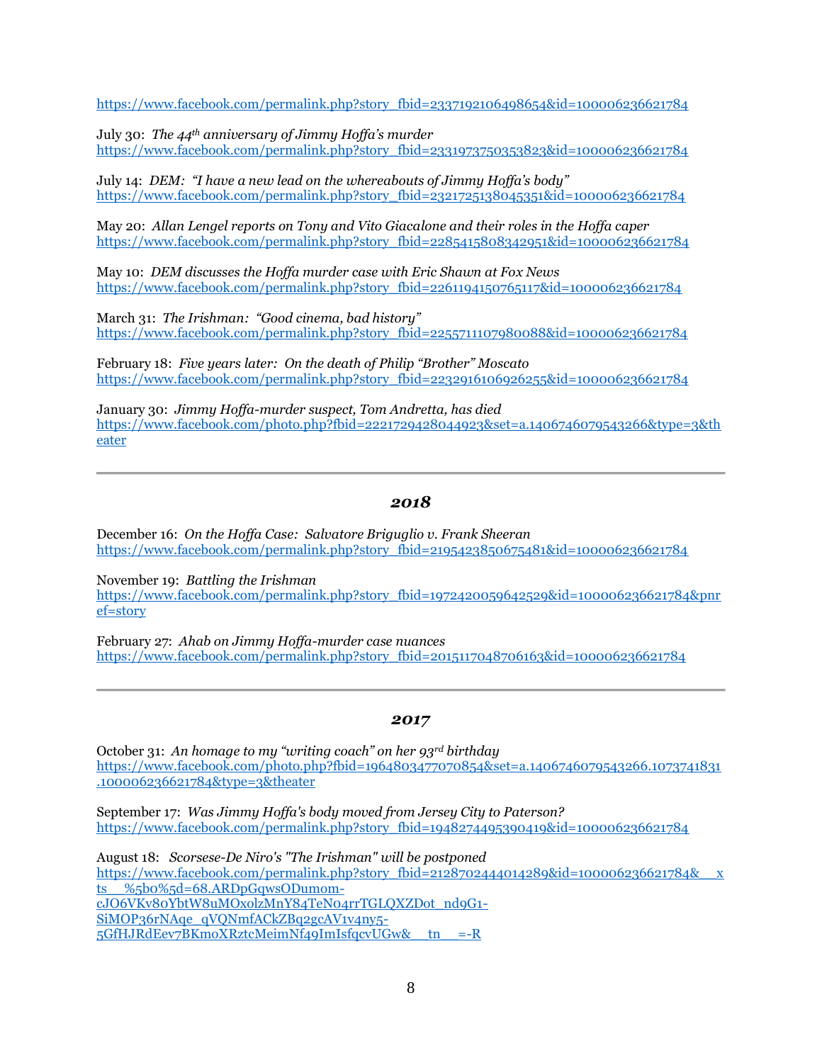https://www.facebook.com/permalink.php?story_fbid=2337192106498654&id=100006236621784

July 30: *The 44th anniversary of Jimmy Hoffa's murder*
https://www.facebook.com/permalink.php?story_fbid=2331973750353823&id=100006236621784

July 14: *DEM: "I have a new lead on the whereabouts of Jimmy Hoffa's body"*
https://www.facebook.com/permalink.php?story_fbid=2321725138045351&id=100006236621784

May 20: *Allan Lengel reports on Tony and Vito Giacalone and their roles in the Hoffa caper*
https://www.facebook.com/permalink.php?story_fbid=2285415808342951&id=100006236621784

May 10: *DEM discusses the Hoffa murder case with Eric Shawn at Fox News*
https://www.facebook.com/permalink.php?story_fbid=2261194150765117&id=100006236621784

March 31: *The Irishman: "Good cinema, bad history"*
https://www.facebook.com/permalink.php?story_fbid=2255711079880088&id=100006236621784

February 18: *Five years later: On the death of Philip "Brother" Moscato*
https://www.facebook.com/permalink.php?story_fbid=2232916106926255&id=100006236621784

January 30: *Jimmy Hoffa-murder suspect, Tom Andretta, has died*
https://www.facebook.com/photo.php?fbid=2221729428044923&set=a.1406746079543266&type=3&theater

---

## *2018*

December 16: *On the Hoffa Case: Salvatore Briguglio v. Frank Sheeran*
https://www.facebook.com/permalink.php?story_fbid=2195423850675481&id=100006236621784

November 19: *Battling the Irishman*
https://www.facebook.com/permalink.php?story_fbid=1972420059642529&id=100006236621784&pnref=story

February 27: *Ahab on Jimmy Hoffa-murder case nuances*
https://www.facebook.com/permalink.php?story_fbid=2015117048706163&id=100006236621784

---

## *2017*

October 31: *An homage to my "writing coach" on her 93rd birthday*
https://www.facebook.com/photo.php?fbid=1964803477070854&set=a.1406746079543266.1073741831.100006236621784&type=3&theater

September 17: *Was Jimmy Hoffa's body moved from Jersey City to Paterson?*
https://www.facebook.com/permalink.php?story_fbid=1948274495390419&id=100006236621784

August 18: *Scorsese-De Niro's "The Irishman" will be postponed*
https://www.facebook.com/permalink.php?story_fbid=2128702444014289&id=100006236621784&__xts__%5b0%5d=68.ARDpGqwsODumom-cJO6VKv80YbtW8uMOxolzMnY84TeN04rrTGLQXZDot_nd9G1-SiMOP36rNAqe_qVQNmfACkZBq2gcAV1v4ny5-5GfHJRdEev7BKmoXRztcMeimNf49ImIsfqcvUGw&__tn__=-R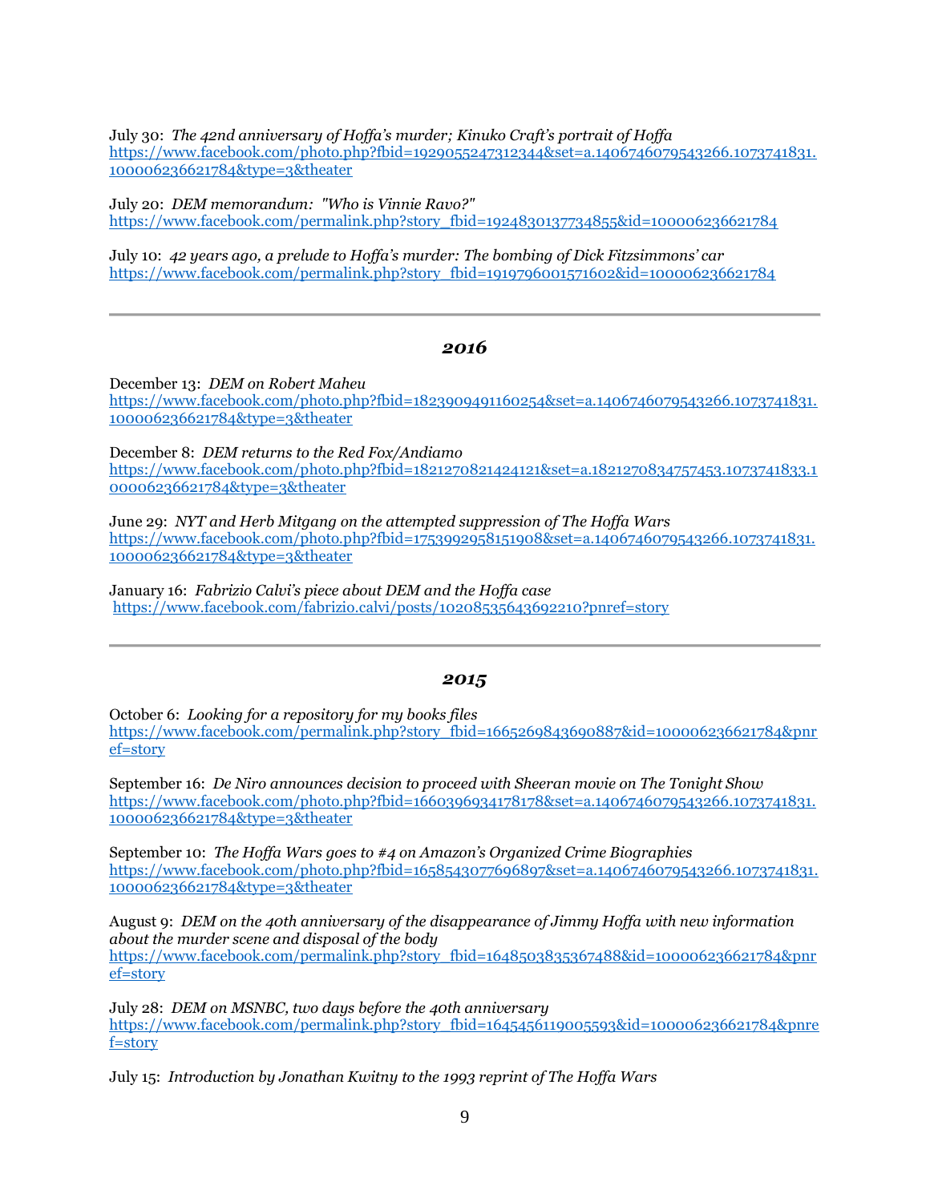July 30: *The 42nd anniversary of Hoffa's murder; Kinuko Craft's portrait of Hoffa*
https://www.facebook.com/photo.php?fbid=1929055247312344&set=a.1406746079543266.1073741831.100006236621784&type=3&theater

July 20: *DEM memorandum: "Who is Vinnie Ravo?"*
https://www.facebook.com/permalink.php?story_fbid=1924830137734855&id=100006236621784

July 10: *42 years ago, a prelude to Hoffa's murder: The bombing of Dick Fitzsimmons' car*
https://www.facebook.com/permalink.php?story_fbid=1919796001571602&id=100006236621784

---

## *2016*

December 13: *DEM on Robert Maheu*
https://www.facebook.com/photo.php?fbid=1823909491160254&set=a.1406746079543266.1073741831.100006236621784&type=3&theater

December 8: *DEM returns to the Red Fox/Andiamo*
https://www.facebook.com/photo.php?fbid=1821270821424121&set=a.1821270834757453.1073741833.100006236621784&type=3&theater

June 29: *NYT and Herb Mitgang on the attempted suppression of The Hoffa Wars*
https://www.facebook.com/photo.php?fbid=1753992958151908&set=a.1406746079543266.1073741831.100006236621784&type=3&theater

January 16: *Fabrizio Calvi's piece about DEM and the Hoffa case*
https://www.facebook.com/fabrizio.calvi/posts/10208535643692210?pnref=story

---

## *2015*

October 6: *Looking for a repository for my books files*
https://www.facebook.com/permalink.php?story_fbid=1665269843690887&id=100006236621784&pnref=story

September 16: *De Niro announces decision to proceed with Sheeran movie on The Tonight Show*
https://www.facebook.com/photo.php?fbid=1660396934178178&set=a.1406746079543266.1073741831.100006236621784&type=3&theater

September 10: *The Hoffa Wars goes to #4 on Amazon's Organized Crime Biographies*
https://www.facebook.com/photo.php?fbid=1658543077696897&set=a.1406746079543266.1073741831.100006236621784&type=3&theater

August 9: *DEM on the 40th anniversary of the disappearance of Jimmy Hoffa with new information about the murder scene and disposal of the body*
https://www.facebook.com/permalink.php?story_fbid=1648503835367488&id=100006236621784&pnref=story

July 28: *DEM on MSNBC, two days before the 40th anniversary*
https://www.facebook.com/permalink.php?story_fbid=1645456119005593&id=100006236621784&pnref=story

July 15: *Introduction by Jonathan Kwitny to the 1993 reprint of The Hoffa Wars*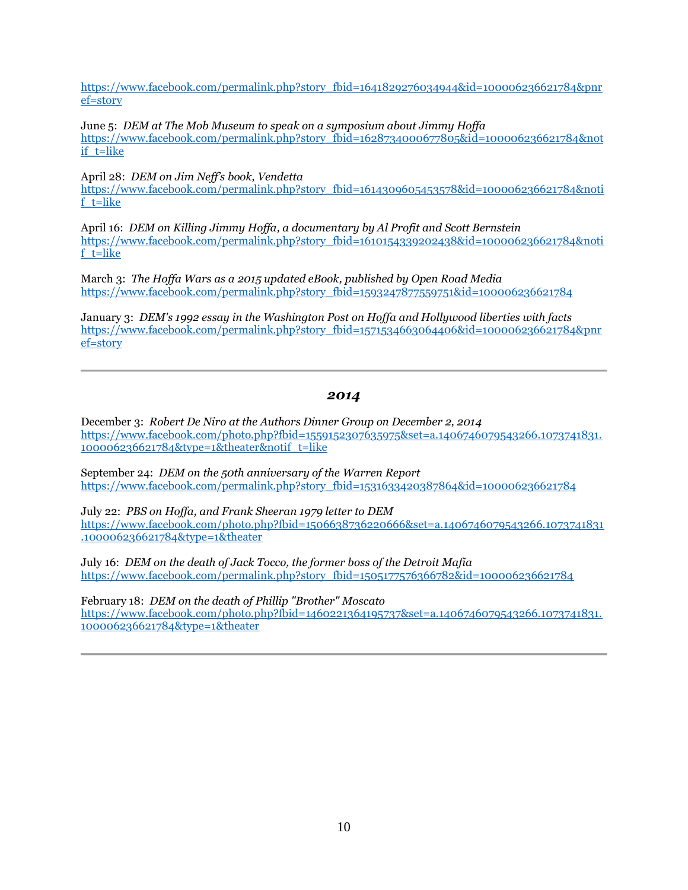https://www.facebook.com/permalink.php?story_fbid=1641829276034944&id=100006236621784&pnref=story

June 5: *DEM at The Mob Museum to speak on a symposium about Jimmy Hoffa*
https://www.facebook.com/permalink.php?story_fbid=1628734000677805&id=100006236621784&notif_t=like

April 28: *DEM on Jim Neff's book, Vendetta*
https://www.facebook.com/permalink.php?story_fbid=1614309605453578&id=100006236621784&notif_t=like

April 16: *DEM on Killing Jimmy Hoffa, a documentary by Al Profit and Scott Bernstein*
https://www.facebook.com/permalink.php?story_fbid=1610154339202438&id=100006236621784&notif_t=like

March 3: *The Hoffa Wars as a 2015 updated eBook, published by Open Road Media*
https://www.facebook.com/permalink.php?story_fbid=1593247877559751&id=100006236621784

January 3: *DEM's 1992 essay in the Washington Post on Hoffa and Hollywood liberties with facts*
https://www.facebook.com/permalink.php?story_fbid=1571534663064406&id=100006236621784&pnref=story

---

## *2014*

December 3: *Robert De Niro at the Authors Dinner Group on December 2, 2014*
https://www.facebook.com/photo.php?fbid=1559152307635975&set=a.1406746079543266.1073741831.100006236621784&type=1&theater&notif_t=like

September 24: *DEM on the 50th anniversary of the Warren Report*
https://www.facebook.com/permalink.php?story_fbid=1531633420387864&id=100006236621784

July 22: *PBS on Hoffa, and Frank Sheeran 1979 letter to DEM*
https://www.facebook.com/photo.php?fbid=1506638736220666&set=a.1406746079543266.1073741831.100006236621784&type=1&theater

July 16: *DEM on the death of Jack Tocco, the former boss of the Detroit Mafia*
https://www.facebook.com/permalink.php?story_fbid=1505177576366782&id=100006236621784

February 18: *DEM on the death of Phillip "Brother" Moscato*
https://www.facebook.com/photo.php?fbid=1460221364195737&set=a.1406746079543266.1073741831.100006236621784&type=1&theater

---